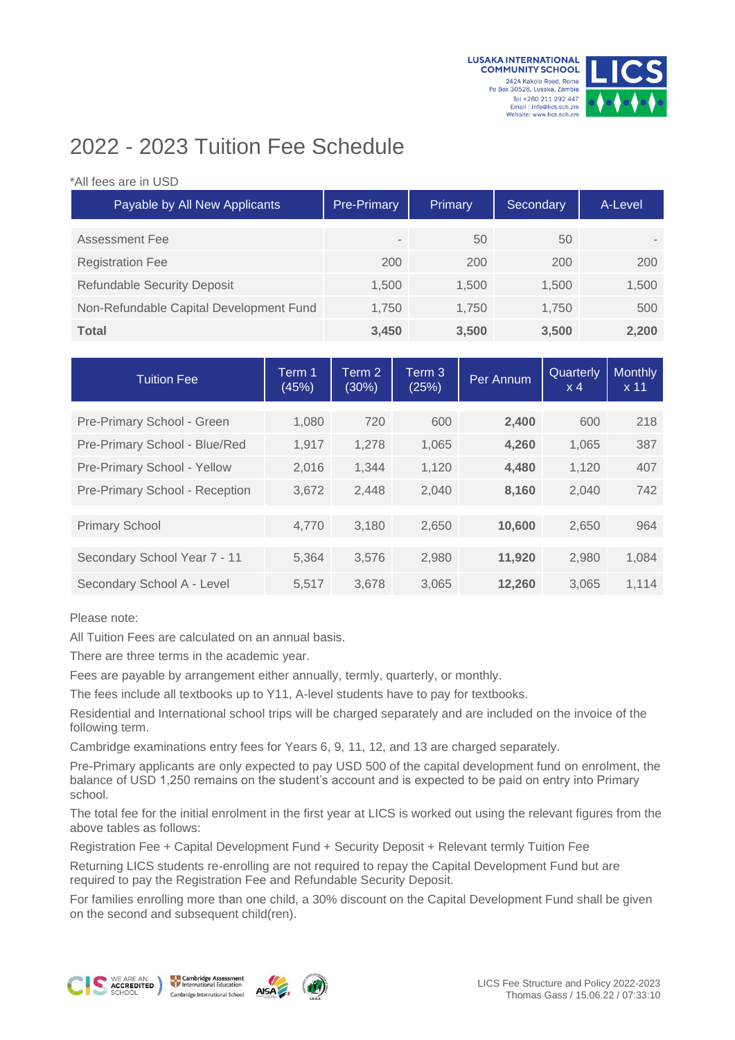LUSAKA INTERNATIONAL COMMUNITY SCHOOL
242A Kakola Road, Roma
Po Box 30528, Lusaka, Zambia
Tel +260 211 292 447
Email : info@lics.sch.zm
Website: www.lics.sch.zm

# 2022 - 2023 Tuition Fee Schedule

*All fees are in USD

| Payable by All New Applicants | Pre-Primary | Primary | Secondary | A-Level |
|---|---|---|---|---|
| Assessment Fee | - | 50 | 50 | - |
| Registration Fee | 200 | 200 | 200 | 200 |
| Refundable Security Deposit | 1,500 | 1,500 | 1,500 | 1,500 |
| Non-Refundable Capital Development Fund | 1,750 | 1,750 | 1,750 | 500 |
| **Total** | **3,450** | **3,500** | **3,500** | **2,200** |

| Tuition Fee | Term 1 (45%) | Term 2 (30%) | Term 3 (25%) | Per Annum | Quarterly x 4 | Monthly x 11 |
|---|---|---|---|---|---|---|
| Pre-Primary School - Green | 1,080 | 720 | 600 | **2,400** | 600 | 218 |
| Pre-Primary School - Blue/Red | 1,917 | 1,278 | 1,065 | **4,260** | 1,065 | 387 |
| Pre-Primary School - Yellow | 2,016 | 1,344 | 1,120 | **4,480** | 1,120 | 407 |
| Pre-Primary School - Reception | 3,672 | 2,448 | 2,040 | **8,160** | 2,040 | 742 |
| Primary School | 4,770 | 3,180 | 2,650 | **10,600** | 2,650 | 964 |
| Secondary School Year 7 - 11 | 5,364 | 3,576 | 2,980 | **11,920** | 2,980 | 1,084 |
| Secondary School A - Level | 5,517 | 3,678 | 3,065 | **12,260** | 3,065 | 1,114 |

Please note:

All Tuition Fees are calculated on an annual basis.

There are three terms in the academic year.

Fees are payable by arrangement either annually, termly, quarterly, or monthly.

The fees include all textbooks up to Y11, A-level students have to pay for textbooks.

Residential and International school trips will be charged separately and are included on the invoice of the following term.

Cambridge examinations entry fees for Years 6, 9, 11, 12, and 13 are charged separately.

Pre-Primary applicants are only expected to pay USD 500 of the capital development fund on enrolment, the balance of USD 1,250 remains on the student's account and is expected to be paid on entry into Primary school.

The total fee for the initial enrolment in the first year at LICS is worked out using the relevant figures from the above tables as follows:

Registration Fee + Capital Development Fund + Security Deposit + Relevant termly Tuition Fee

Returning LICS students re-enrolling are not required to repay the Capital Development Fund but are required to pay the Registration Fee and Refundable Security Deposit.

For families enrolling more than one child, a 30% discount on the Capital Development Fund shall be given on the second and subsequent child(ren).

LICS Fee Structure and Policy 2022-2023
Thomas Gass / 15.06.22 / 07:33:10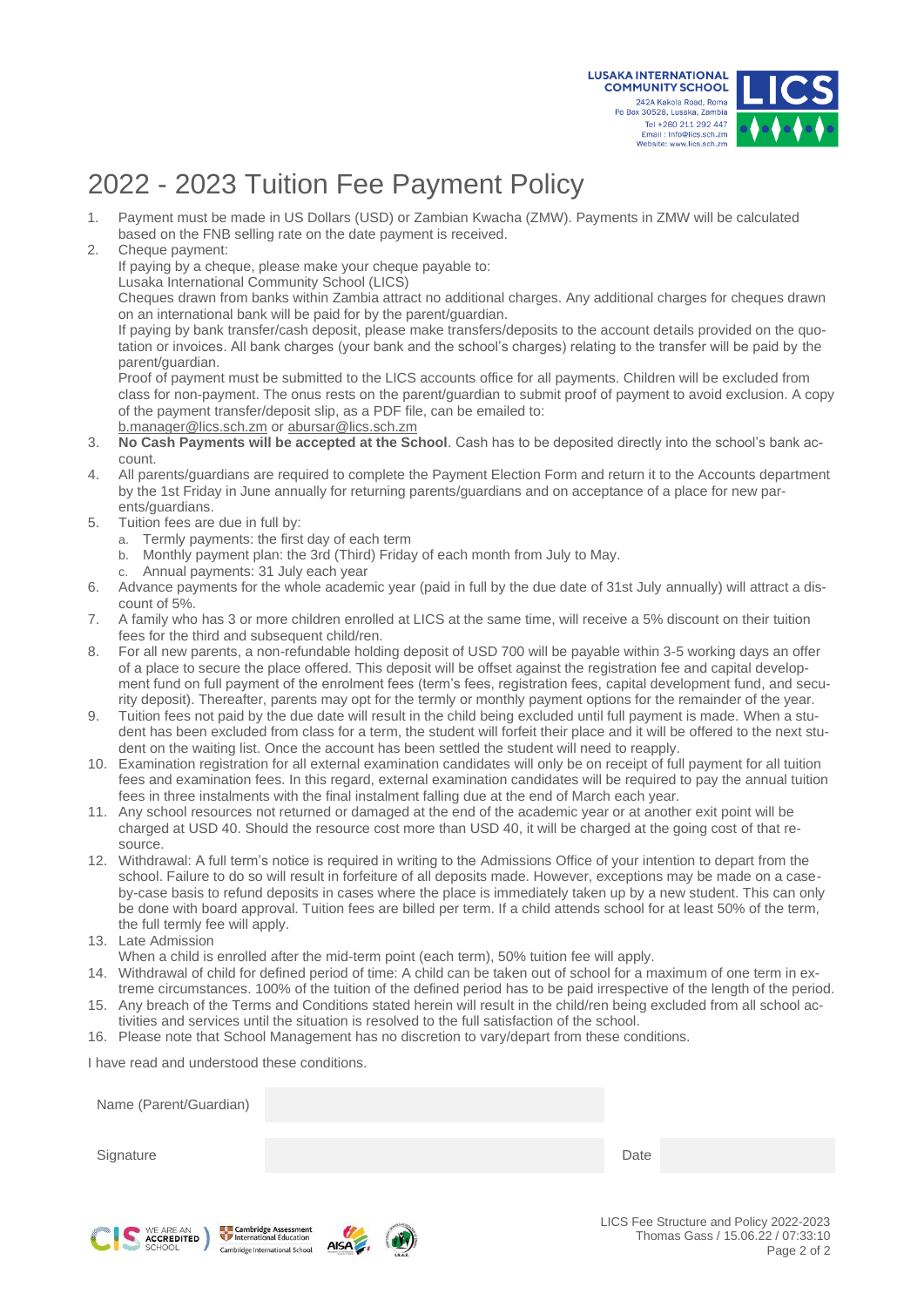LUSAKA INTERNATIONAL COMMUNITY SCHOOL
242A Kakola Road, Roma
Po Box 30528, Lusaka, Zambia
Tel +260 211 292 447
Email : info@lics.sch.zm
Website: www.lics.sch.zm

# 2022 - 2023 Tuition Fee Payment Policy

1. Payment must be made in US Dollars (USD) or Zambian Kwacha (ZMW). Payments in ZMW will be calculated based on the FNB selling rate on the date payment is received.
2. Cheque payment:
   If paying by a cheque, please make your cheque payable to:
   Lusaka International Community School (LICS)
   Cheques drawn from banks within Zambia attract no additional charges. Any additional charges for cheques drawn on an international bank will be paid for by the parent/guardian.
   If paying by bank transfer/cash deposit, please make transfers/deposits to the account details provided on the quotation or invoices. All bank charges (your bank and the school's charges) relating to the transfer will be paid by the parent/guardian.
   Proof of payment must be submitted to the LICS accounts office for all payments. Children will be excluded from class for non-payment. The onus rests on the parent/guardian to submit proof of payment to avoid exclusion. A copy of the payment transfer/deposit slip, as a PDF file, can be emailed to:
   b.manager@lics.sch.zm or abursar@lics.sch.zm
3. **No Cash Payments will be accepted at the School**. Cash has to be deposited directly into the school's bank account.
4. All parents/guardians are required to complete the Payment Election Form and return it to the Accounts department by the 1st Friday in June annually for returning parents/guardians and on acceptance of a place for new parents/guardians.
5. Tuition fees are due in full by:
   a. Termly payments: the first day of each term
   b. Monthly payment plan: the 3rd (Third) Friday of each month from July to May.
   c. Annual payments: 31 July each year
6. Advance payments for the whole academic year (paid in full by the due date of 31st July annually) will attract a discount of 5%.
7. A family who has 3 or more children enrolled at LICS at the same time, will receive a 5% discount on their tuition fees for the third and subsequent child/ren.
8. For all new parents, a non-refundable holding deposit of USD 700 will be payable within 3-5 working days an offer of a place to secure the place offered. This deposit will be offset against the registration fee and capital development fund on full payment of the enrolment fees (term's fees, registration fees, capital development fund, and security deposit). Thereafter, parents may opt for the termly or monthly payment options for the remainder of the year.
9. Tuition fees not paid by the due date will result in the child being excluded until full payment is made. When a student has been excluded from class for a term, the student will forfeit their place and it will be offered to the next student on the waiting list. Once the account has been settled the student will need to reapply.
10. Examination registration for all external examination candidates will only be on receipt of full payment for all tuition fees and examination fees. In this regard, external examination candidates will be required to pay the annual tuition fees in three instalments with the final instalment falling due at the end of March each year.
11. Any school resources not returned or damaged at the end of the academic year or at another exit point will be charged at USD 40. Should the resource cost more than USD 40, it will be charged at the going cost of that resource.
12. Withdrawal: A full term's notice is required in writing to the Admissions Office of your intention to depart from the school. Failure to do so will result in forfeiture of all deposits made. However, exceptions may be made on a case-by-case basis to refund deposits in cases where the place is immediately taken up by a new student. This can only be done with board approval. Tuition fees are billed per term. If a child attends school for at least 50% of the term, the full termly fee will apply.
13. Late Admission
    When a child is enrolled after the mid-term point (each term), 50% tuition fee will apply.
14. Withdrawal of child for defined period of time: A child can be taken out of school for a maximum of one term in extreme circumstances. 100% of the tuition of the defined period has to be paid irrespective of the length of the period.
15. Any breach of the Terms and Conditions stated herein will result in the child/ren being excluded from all school activities and services until the situation is resolved to the full satisfaction of the school.
16. Please note that School Management has no discretion to vary/depart from these conditions.

I have read and understood these conditions.

| | | | |
|---|---|---|---|
| Name (Parent/Guardian) | | | |
| Signature | | Date | |

LICS Fee Structure and Policy 2022-2023
Thomas Gass / 15.06.22 / 07:33:10